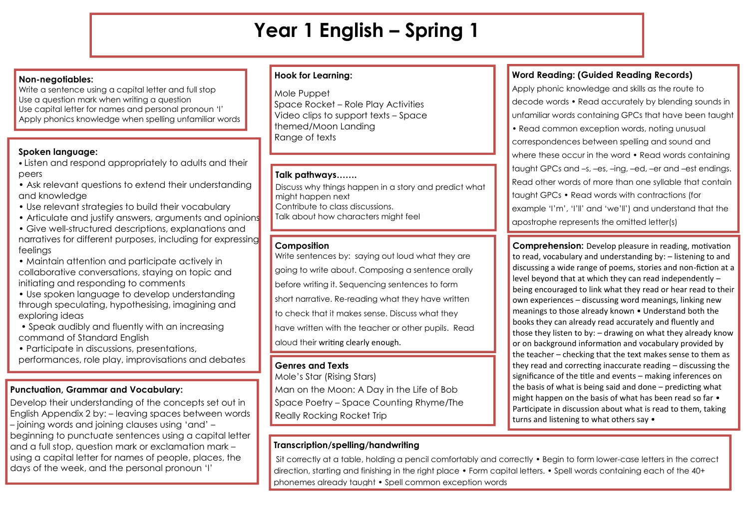# Year 1 English – Spring 1

## Non-negotiables:

Write a sentence using a capital letter and full stop
Use a question mark when writing a question
Use capital letter for names and personal pronoun 'I'
Apply phonics knowledge when spelling unfamiliar words

## Spoken language:

- Listen and respond appropriately to adults and their peers
- Ask relevant questions to extend their understanding and knowledge
- Use relevant strategies to build their vocabulary
- Articulate and justify answers, arguments and opinions
- Give well-structured descriptions, explanations and narratives for different purposes, including for expressing feelings
- Maintain attention and participate actively in collaborative conversations, staying on topic and initiating and responding to comments
- Use spoken language to develop understanding through speculating, hypothesising, imagining and exploring ideas
- Speak audibly and fluently with an increasing command of Standard English
- Participate in discussions, presentations, performances, role play, improvisations and debates

## Punctuation, Grammar and Vocabulary:

Develop their understanding of the concepts set out in English Appendix 2 by: – leaving spaces between words – joining words and joining clauses using 'and' – beginning to punctuate sentences using a capital letter and a full stop, question mark or exclamation mark – using a capital letter for names of people, places, the days of the week, and the personal pronoun 'I'

## Hook for Learning:

Mole Puppet
Space Rocket – Role Play Activities
Video clips to support texts – Space themed/Moon Landing
Range of texts

## Talk pathways…….

Discuss why things happen in a story and predict what might happen next
Contribute to class discussions.
Talk about how characters might feel

## Composition

Write sentences by: saying out loud what they are going to write about. Composing a sentence orally before writing it. Sequencing sentences to form short narrative. Re-reading what they have written to check that it makes sense. Discuss what they have written with the teacher or other pupils. Read aloud their writing clearly enough.

## Genres and Texts

Mole's Star (Rising Stars)
Man on the Moon: A Day in the Life of Bob
Space Poetry – Space Counting Rhyme/The Really Rocking Rocket Trip

## Word Reading: (Guided Reading Records)

Apply phonic knowledge and skills as the route to decode words • Read accurately by blending sounds in unfamiliar words containing GPCs that have been taught • Read common exception words, noting unusual correspondences between spelling and sound and where these occur in the word • Read words containing taught GPCs and –s, –es, –ing, –ed, –er and –est endings. Read other words of more than one syllable that contain taught GPCs • Read words with contractions (for example 'I'm', 'I'll' and 'we'll') and understand that the apostrophe represents the omitted letter(s)

## Comprehension:

Develop pleasure in reading, motivation to read, vocabulary and understanding by: – listening to and discussing a wide range of poems, stories and non-fiction at a level beyond that at which they can read independently – being encouraged to link what they read or hear read to their own experiences – discussing word meanings, linking new meanings to those already known • Understand both the books they can already read accurately and fluently and those they listen to by: – drawing on what they already know or on background information and vocabulary provided by the teacher – checking that the text makes sense to them as they read and correcting inaccurate reading – discussing the significance of the title and events – making inferences on the basis of what is being said and done – predicting what might happen on the basis of what has been read so far • Participate in discussion about what is read to them, taking turns and listening to what others say •

## Transcription/spelling/handwriting

Sit correctly at a table, holding a pencil comfortably and correctly • Begin to form lower-case letters in the correct direction, starting and finishing in the right place • Form capital letters. • Spell words containing each of the 40+ phonemes already taught • Spell common exception words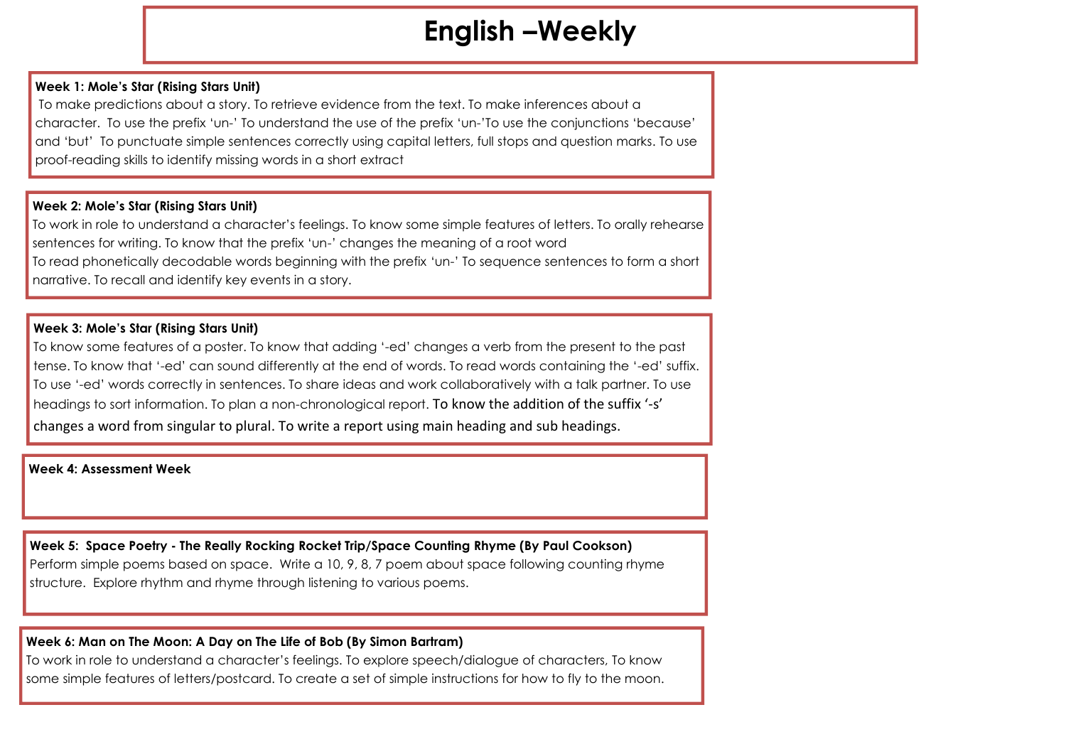# English –Weekly

**Week 1: Mole's Star (Rising Stars Unit)**

To make predictions about a story. To retrieve evidence from the text. To make inferences about a character. To use the prefix 'un-' To understand the use of the prefix 'un-'To use the conjunctions 'because' and 'but' To punctuate simple sentences correctly using capital letters, full stops and question marks. To use proof-reading skills to identify missing words in a short extract

**Week 2: Mole's Star (Rising Stars Unit)**

To work in role to understand a character's feelings. To know some simple features of letters. To orally rehearse sentences for writing. To know that the prefix 'un-' changes the meaning of a root word
To read phonetically decodable words beginning with the prefix 'un-' To sequence sentences to form a short narrative. To recall and identify key events in a story.

**Week 3: Mole's Star (Rising Stars Unit)**

To know some features of a poster. To know that adding '-ed' changes a verb from the present to the past tense. To know that '-ed' can sound differently at the end of words. To read words containing the '-ed' suffix. To use '-ed' words correctly in sentences. To share ideas and work collaboratively with a talk partner. To use headings to sort information. To plan a non-chronological report. To know the addition of the suffix '-s' changes a word from singular to plural. To write a report using main heading and sub headings.

**Week 4: Assessment Week**

**Week 5: Space Poetry - The Really Rocking Rocket Trip/Space Counting Rhyme (By Paul Cookson)**

Perform simple poems based on space. Write a 10, 9, 8, 7 poem about space following counting rhyme structure. Explore rhythm and rhyme through listening to various poems.

**Week 6: Man on The Moon: A Day on The Life of Bob (By Simon Bartram)**

To work in role to understand a character's feelings. To explore speech/dialogue of characters, To know some simple features of letters/postcard. To create a set of simple instructions for how to fly to the moon.